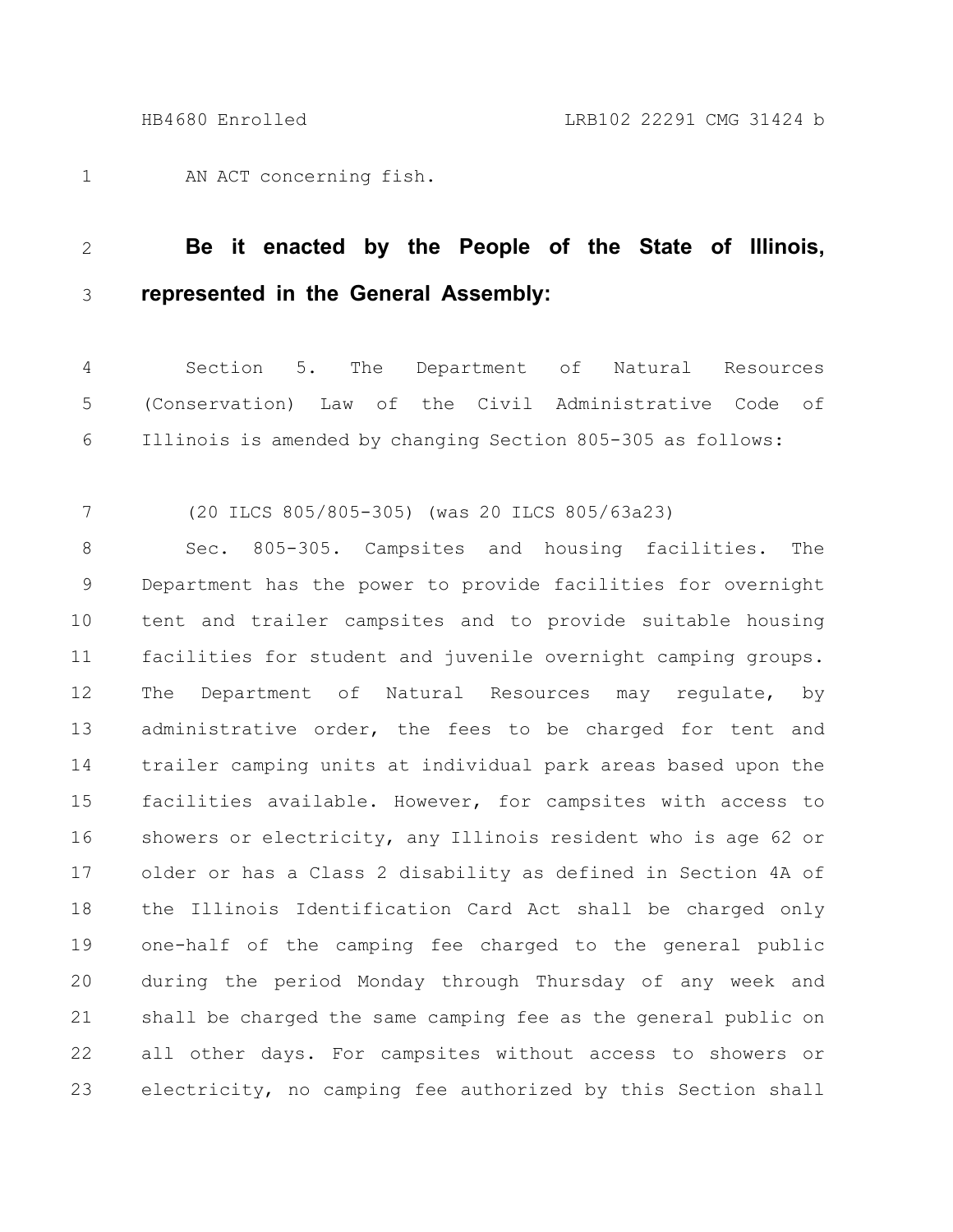AN ACT concerning fish.

**Be it enacted by the People of the State of Illinois, represented in the General Assembly:**

Section 5. The Department of Natural Resources (Conservation) Law of the Civil Administrative Code of Illinois is amended by changing Section 805-305 as follows:

(20 ILCS 805/805-305) (was 20 ILCS 805/63a23)

Sec. 805-305. Campsites and housing facilities. The Department has the power to provide facilities for overnight tent and trailer campsites and to provide suitable housing facilities for student and juvenile overnight camping groups. The Department of Natural Resources may regulate, by administrative order, the fees to be charged for tent and trailer camping units at individual park areas based upon the facilities available. However, for campsites with access to showers or electricity, any Illinois resident who is age 62 or older or has a Class 2 disability as defined in Section 4A of the Illinois Identification Card Act shall be charged only one-half of the camping fee charged to the general public during the period Monday through Thursday of any week and shall be charged the same camping fee as the general public on all other days. For campsites without access to showers or electricity, no camping fee authorized by this Section shall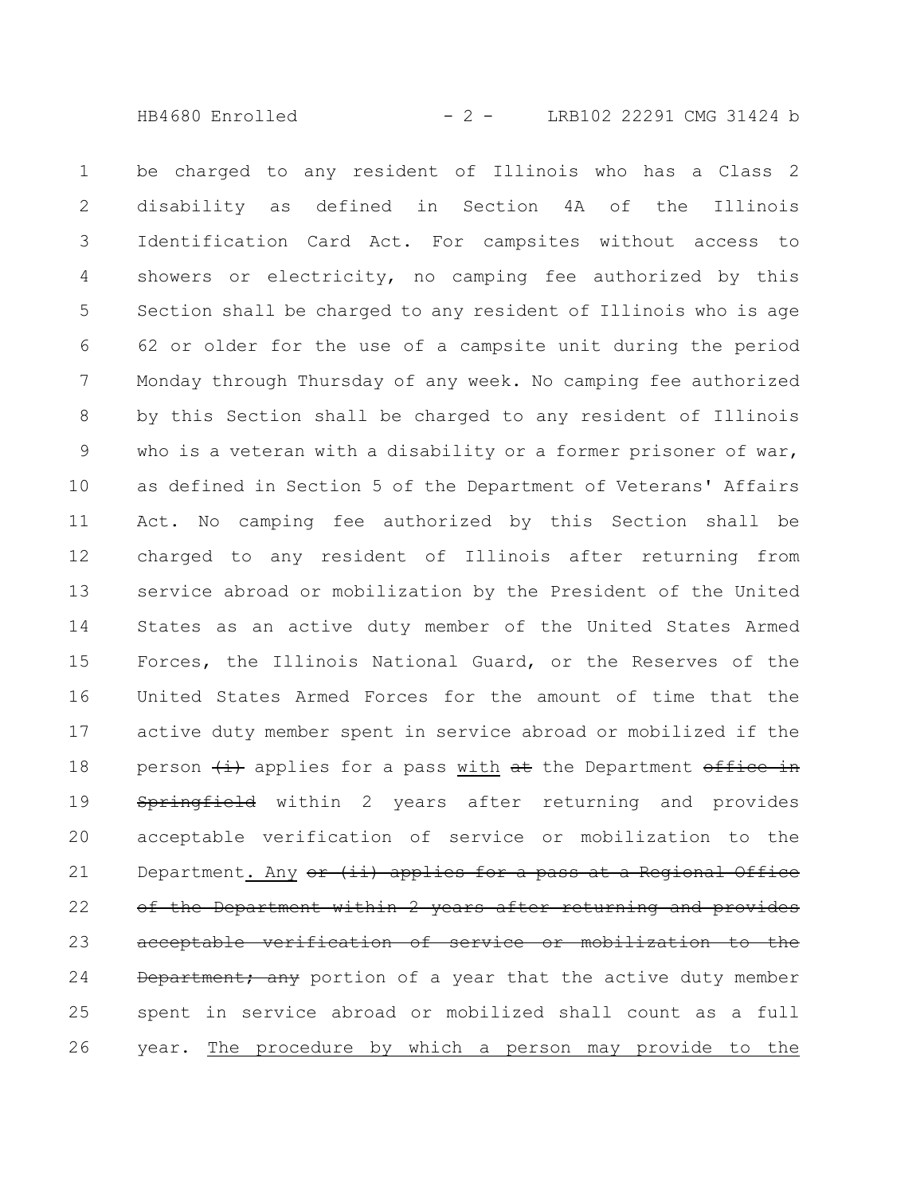be charged to any resident of Illinois who has a Class 2 disability as defined in Section 4A of the Illinois Identification Card Act. For campsites without access to showers or electricity, no camping fee authorized by this Section shall be charged to any resident of Illinois who is age 62 or older for the use of a campsite unit during the period Monday through Thursday of any week. No camping fee authorized by this Section shall be charged to any resident of Illinois who is a veteran with a disability or a former prisoner of war, as defined in Section 5 of the Department of Veterans' Affairs Act. No camping fee authorized by this Section shall be charged to any resident of Illinois after returning from service abroad or mobilization by the President of the United States as an active duty member of the United States Armed Forces, the Illinois National Guard, or the Reserves of the United States Armed Forces for the amount of time that the active duty member spent in service abroad or mobilized if the person ~~(i)~~ applies for a pass with ~~at~~ the Department ~~office in Springfield~~ within 2 years after returning and provides acceptable verification of service or mobilization to the Department. Any ~~or (ii) applies for a pass at a Regional Office of the Department within 2 years after returning and provides acceptable verification of service or mobilization to the Department; any~~ portion of a year that the active duty member spent in service abroad or mobilized shall count as a full year. The procedure by which a person may provide to the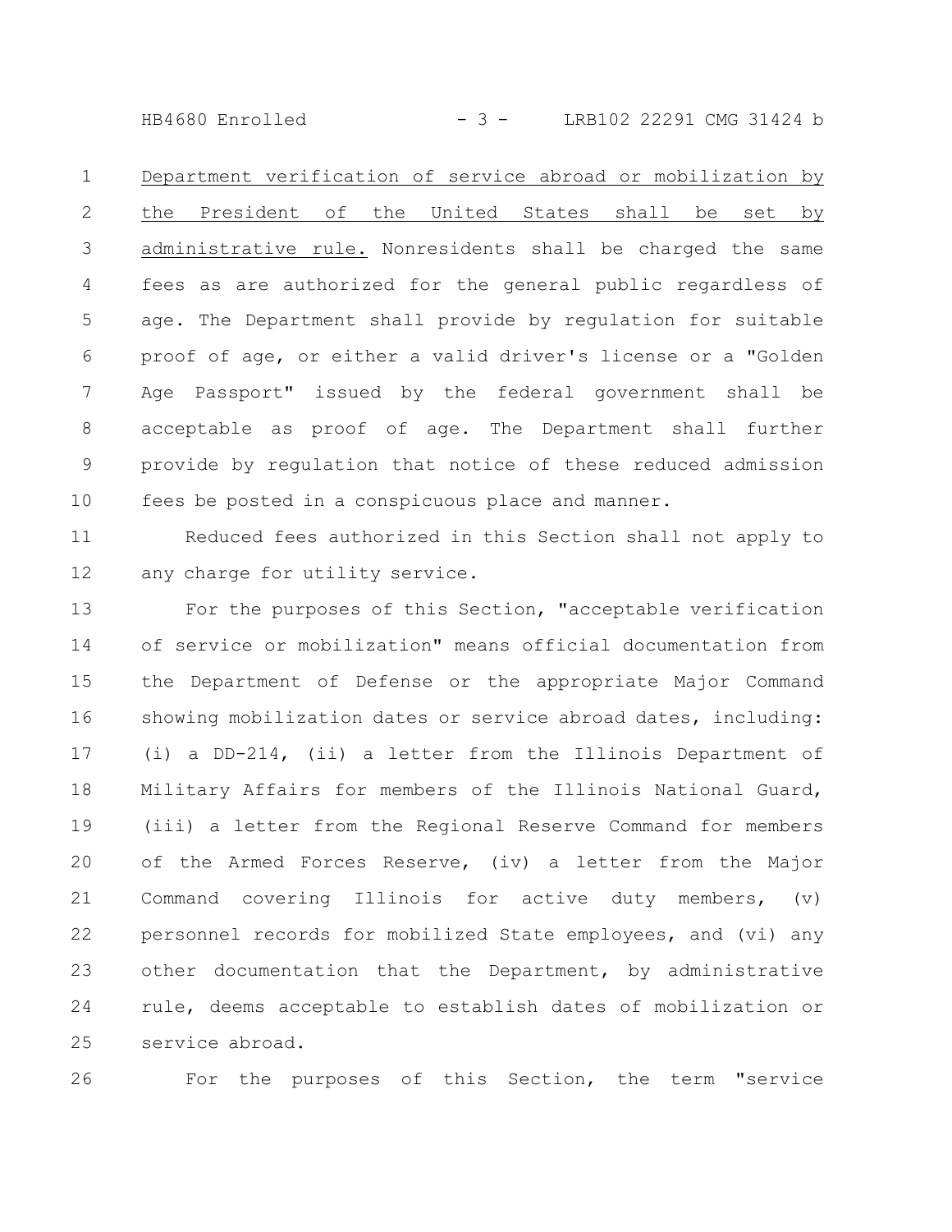Department verification of service abroad or mobilization by the President of the United States shall be set by administrative rule. Nonresidents shall be charged the same fees as are authorized for the general public regardless of age. The Department shall provide by regulation for suitable proof of age, or either a valid driver's license or a "Golden Age Passport" issued by the federal government shall be acceptable as proof of age. The Department shall further provide by regulation that notice of these reduced admission fees be posted in a conspicuous place and manner.

Reduced fees authorized in this Section shall not apply to any charge for utility service.

For the purposes of this Section, "acceptable verification of service or mobilization" means official documentation from the Department of Defense or the appropriate Major Command showing mobilization dates or service abroad dates, including: (i) a DD-214, (ii) a letter from the Illinois Department of Military Affairs for members of the Illinois National Guard, (iii) a letter from the Regional Reserve Command for members of the Armed Forces Reserve, (iv) a letter from the Major Command covering Illinois for active duty members, (v) personnel records for mobilized State employees, and (vi) any other documentation that the Department, by administrative rule, deems acceptable to establish dates of mobilization or service abroad.

For the purposes of this Section, the term "service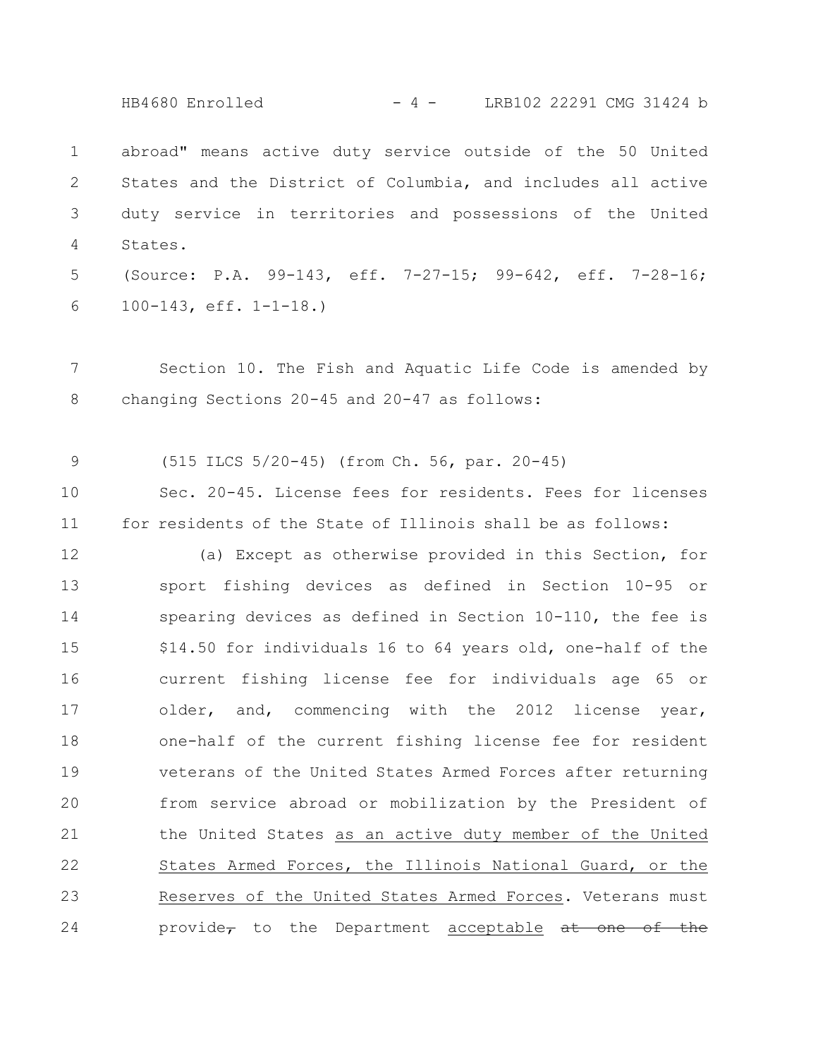abroad" means active duty service outside of the 50 United States and the District of Columbia, and includes all active duty service in territories and possessions of the United States.

(Source: P.A. 99-143, eff. 7-27-15; 99-642, eff. 7-28-16; 100-143, eff. 1-1-18.)

Section 10. The Fish and Aquatic Life Code is amended by changing Sections 20-45 and 20-47 as follows:

(515 ILCS 5/20-45) (from Ch. 56, par. 20-45)

Sec. 20-45. License fees for residents. Fees for licenses for residents of the State of Illinois shall be as follows:

(a) Except as otherwise provided in this Section, for sport fishing devices as defined in Section 10-95 or spearing devices as defined in Section 10-110, the fee is $14.50 for individuals 16 to 64 years old, one-half of the current fishing license fee for individuals age 65 or older, and, commencing with the 2012 license year, one-half of the current fishing license fee for resident veterans of the United States Armed Forces after returning from service abroad or mobilization by the President of the United States as an active duty member of the United States Armed Forces, the Illinois National Guard, or the Reserves of the United States Armed Forces. Veterans must provide~~,~~ to the Department acceptable ~~at one of the~~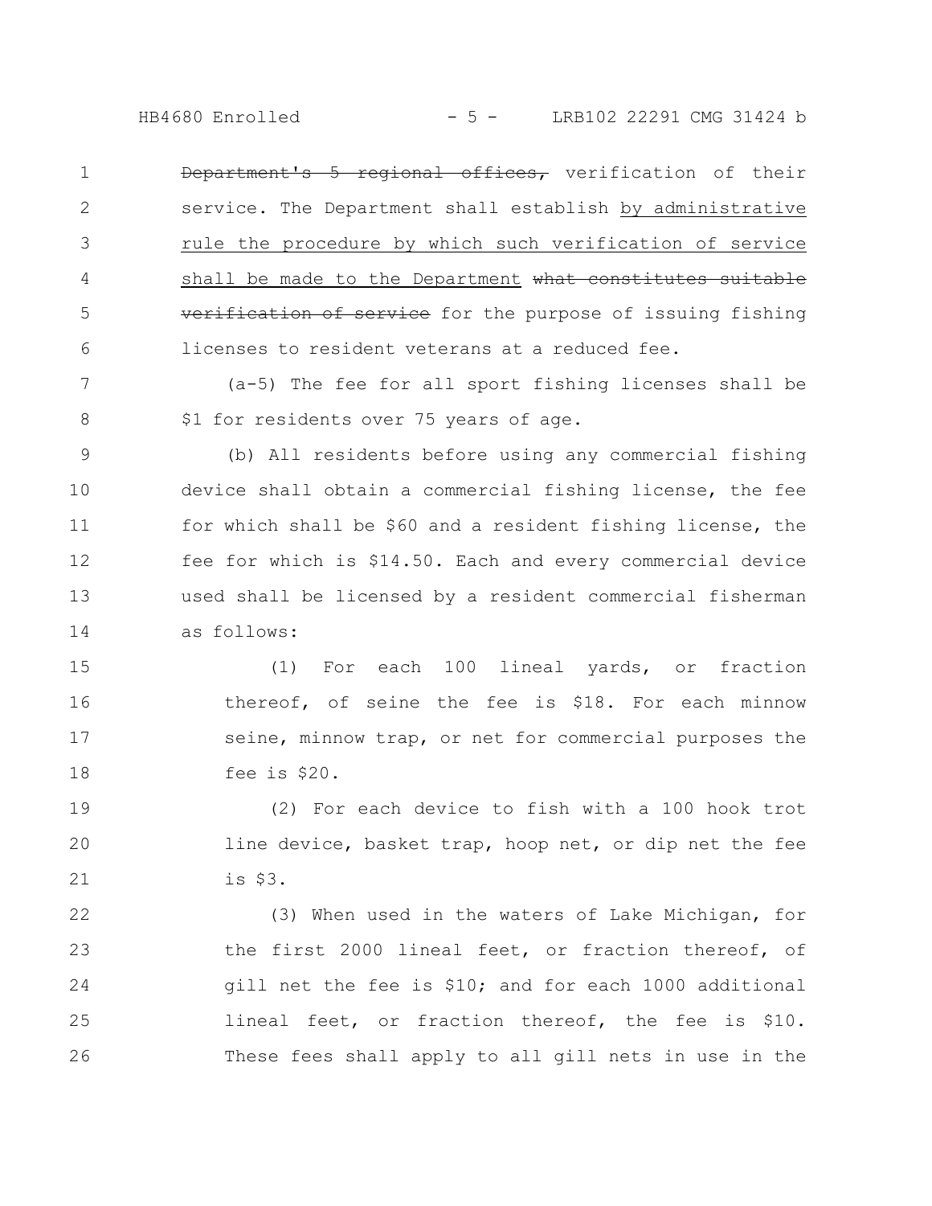~~Department's 5 regional offices,~~ verification of their service. The Department shall establish <u>by administrative rule the procedure by which such verification of service shall be made to the Department</u> ~~what constitutes suitable verification of service~~ for the purpose of issuing fishing licenses to resident veterans at a reduced fee.

(a-5) The fee for all sport fishing licenses shall be $1 for residents over 75 years of age.

(b) All residents before using any commercial fishing device shall obtain a commercial fishing license, the fee for which shall be $60 and a resident fishing license, the fee for which is $14.50. Each and every commercial device used shall be licensed by a resident commercial fisherman as follows:

(1) For each 100 lineal yards, or fraction thereof, of seine the fee is $18. For each minnow seine, minnow trap, or net for commercial purposes the fee is $20.

(2) For each device to fish with a 100 hook trot line device, basket trap, hoop net, or dip net the fee is $3.

(3) When used in the waters of Lake Michigan, for the first 2000 lineal feet, or fraction thereof, of gill net the fee is $10; and for each 1000 additional lineal feet, or fraction thereof, the fee is $10. These fees shall apply to all gill nets in use in the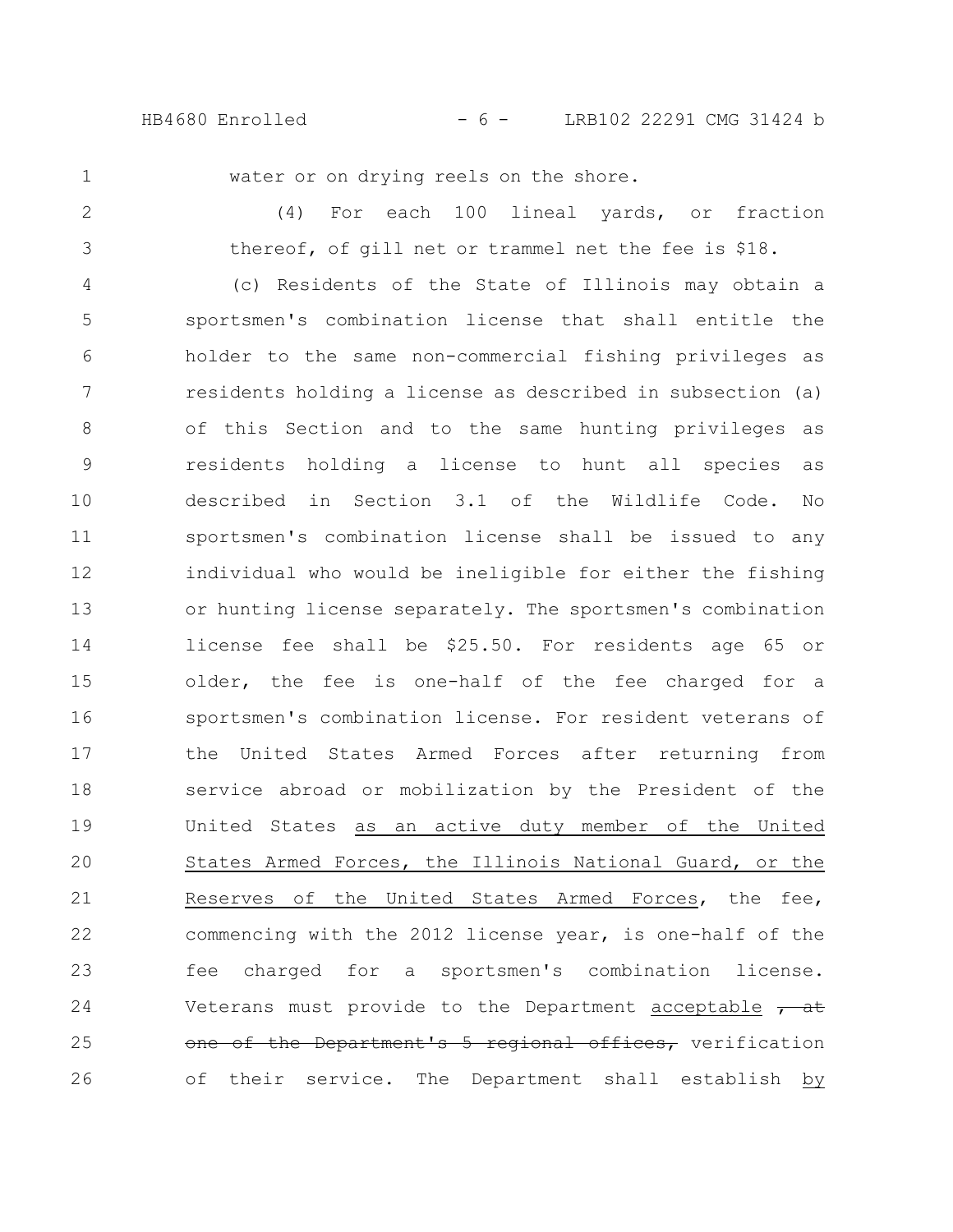water or on drying reels on the shore.

(4) For each 100 lineal yards, or fraction thereof, of gill net or trammel net the fee is $18.

(c) Residents of the State of Illinois may obtain a sportsmen's combination license that shall entitle the holder to the same non-commercial fishing privileges as residents holding a license as described in subsection (a) of this Section and to the same hunting privileges as residents holding a license to hunt all species as described in Section 3.1 of the Wildlife Code. No sportsmen's combination license shall be issued to any individual who would be ineligible for either the fishing or hunting license separately. The sportsmen's combination license fee shall be $25.50. For residents age 65 or older, the fee is one-half of the fee charged for a sportsmen's combination license. For resident veterans of the United States Armed Forces after returning from service abroad or mobilization by the President of the United States as an active duty member of the United States Armed Forces, the Illinois National Guard, or the Reserves of the United States Armed Forces, the fee, commencing with the 2012 license year, is one-half of the fee charged for a sportsmen's combination license. Veterans must provide to the Department acceptable ~~, at one of the Department's 5 regional offices,~~ verification of their service. The Department shall establish by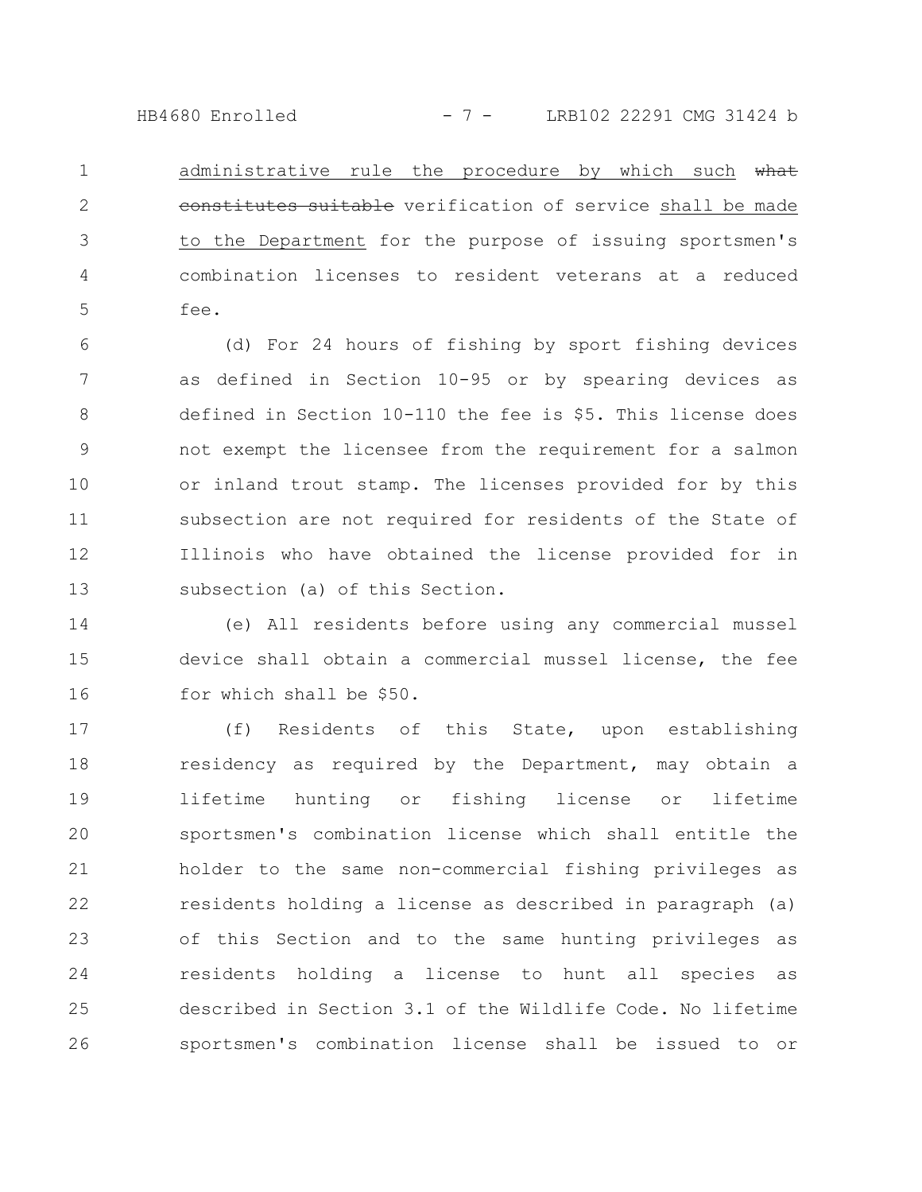administrative rule the procedure by which such ~~what constitutes suitable~~ verification of service shall be made to the Department for the purpose of issuing sportsmen's combination licenses to resident veterans at a reduced fee.

(d) For 24 hours of fishing by sport fishing devices as defined in Section 10-95 or by spearing devices as defined in Section 10-110 the fee is $5. This license does not exempt the licensee from the requirement for a salmon or inland trout stamp. The licenses provided for by this subsection are not required for residents of the State of Illinois who have obtained the license provided for in subsection (a) of this Section.

(e) All residents before using any commercial mussel device shall obtain a commercial mussel license, the fee for which shall be $50.

(f) Residents of this State, upon establishing residency as required by the Department, may obtain a lifetime hunting or fishing license or lifetime sportsmen's combination license which shall entitle the holder to the same non-commercial fishing privileges as residents holding a license as described in paragraph (a) of this Section and to the same hunting privileges as residents holding a license to hunt all species as described in Section 3.1 of the Wildlife Code. No lifetime sportsmen's combination license shall be issued to or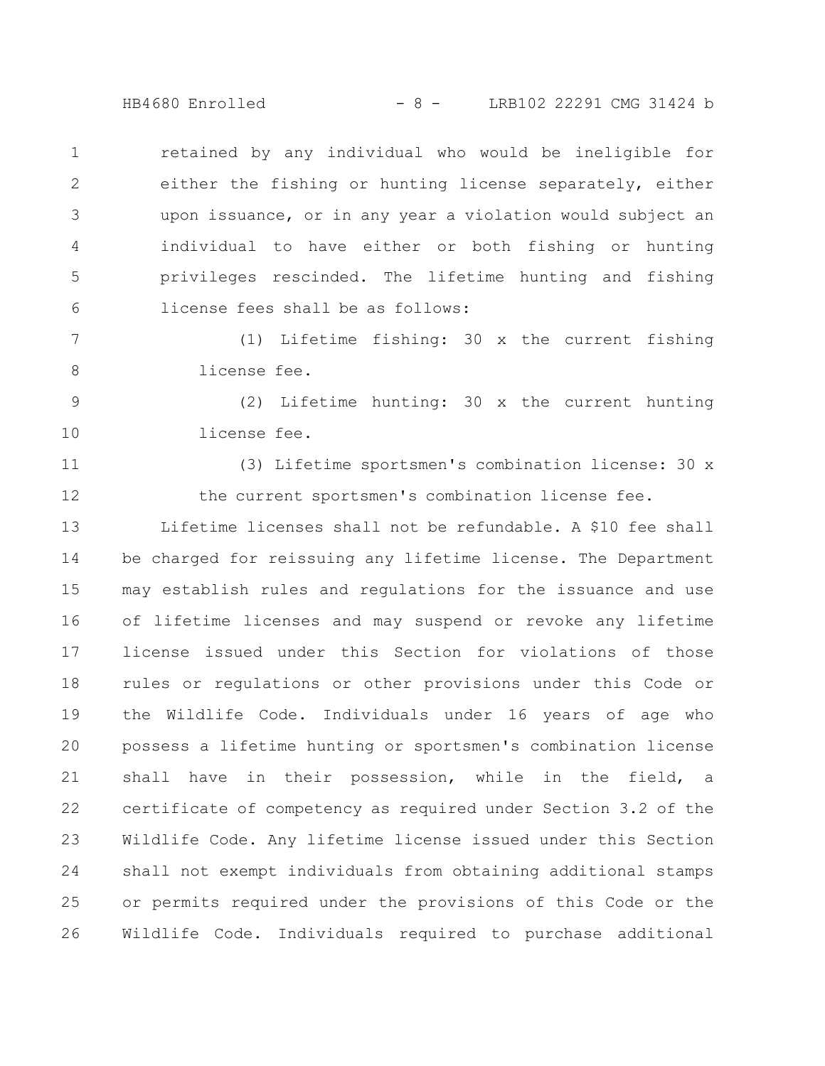retained by any individual who would be ineligible for either the fishing or hunting license separately, either upon issuance, or in any year a violation would subject an individual to have either or both fishing or hunting privileges rescinded. The lifetime hunting and fishing license fees shall be as follows:

(1) Lifetime fishing: 30 x the current fishing license fee.

(2) Lifetime hunting: 30 x the current hunting license fee.

(3) Lifetime sportsmen's combination license: 30 x the current sportsmen's combination license fee.

Lifetime licenses shall not be refundable. A $10 fee shall be charged for reissuing any lifetime license. The Department may establish rules and regulations for the issuance and use of lifetime licenses and may suspend or revoke any lifetime license issued under this Section for violations of those rules or regulations or other provisions under this Code or the Wildlife Code. Individuals under 16 years of age who possess a lifetime hunting or sportsmen's combination license shall have in their possession, while in the field, a certificate of competency as required under Section 3.2 of the Wildlife Code. Any lifetime license issued under this Section shall not exempt individuals from obtaining additional stamps or permits required under the provisions of this Code or the Wildlife Code. Individuals required to purchase additional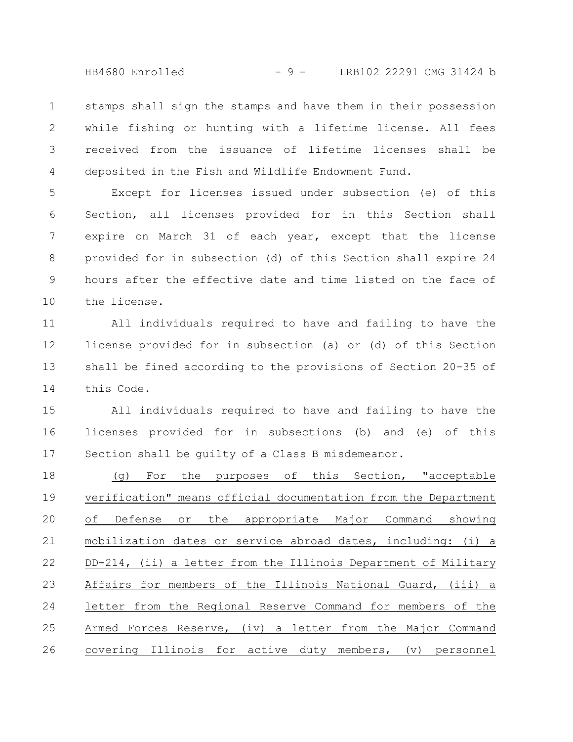stamps shall sign the stamps and have them in their possession while fishing or hunting with a lifetime license. All fees received from the issuance of lifetime licenses shall be deposited in the Fish and Wildlife Endowment Fund.

Except for licenses issued under subsection (e) of this Section, all licenses provided for in this Section shall expire on March 31 of each year, except that the license provided for in subsection (d) of this Section shall expire 24 hours after the effective date and time listed on the face of the license.

All individuals required to have and failing to have the license provided for in subsection (a) or (d) of this Section shall be fined according to the provisions of Section 20-35 of this Code.

All individuals required to have and failing to have the licenses provided for in subsections (b) and (e) of this Section shall be guilty of a Class B misdemeanor.

(g) For the purposes of this Section, "acceptable verification" means official documentation from the Department of Defense or the appropriate Major Command showing mobilization dates or service abroad dates, including: (i) a DD-214, (ii) a letter from the Illinois Department of Military Affairs for members of the Illinois National Guard, (iii) a letter from the Regional Reserve Command for members of the Armed Forces Reserve, (iv) a letter from the Major Command covering Illinois for active duty members, (v) personnel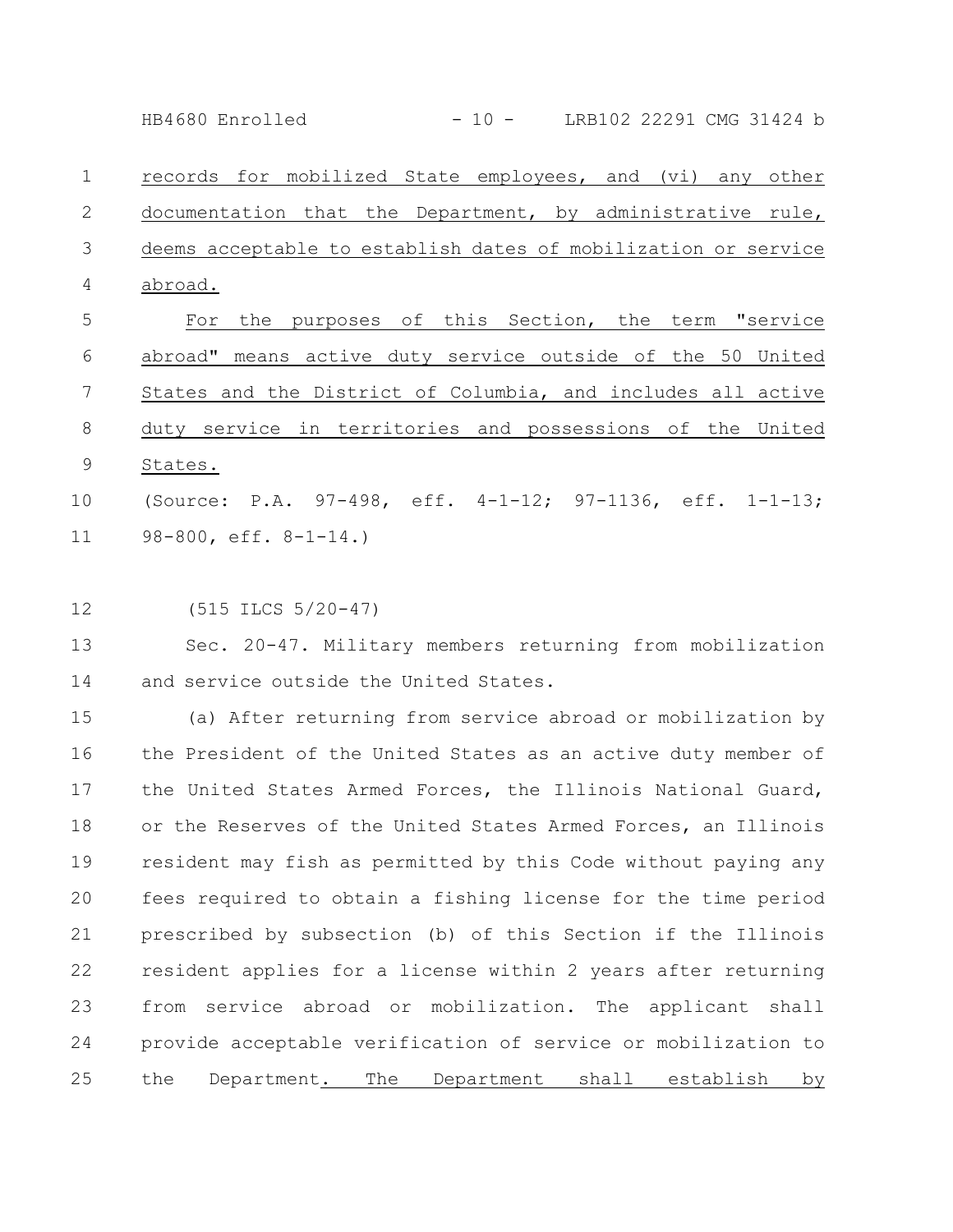records for mobilized State employees, and (vi) any other documentation that the Department, by administrative rule, deems acceptable to establish dates of mobilization or service abroad.

For the purposes of this Section, the term "service abroad" means active duty service outside of the 50 United States and the District of Columbia, and includes all active duty service in territories and possessions of the United States.

(Source: P.A. 97-498, eff. 4-1-12; 97-1136, eff. 1-1-13; 98-800, eff. 8-1-14.)

(515 ILCS 5/20-47)

Sec. 20-47. Military members returning from mobilization and service outside the United States.

(a) After returning from service abroad or mobilization by the President of the United States as an active duty member of the United States Armed Forces, the Illinois National Guard, or the Reserves of the United States Armed Forces, an Illinois resident may fish as permitted by this Code without paying any fees required to obtain a fishing license for the time period prescribed by subsection (b) of this Section if the Illinois resident applies for a license within 2 years after returning from service abroad or mobilization. The applicant shall provide acceptable verification of service or mobilization to the Department. The Department shall establish by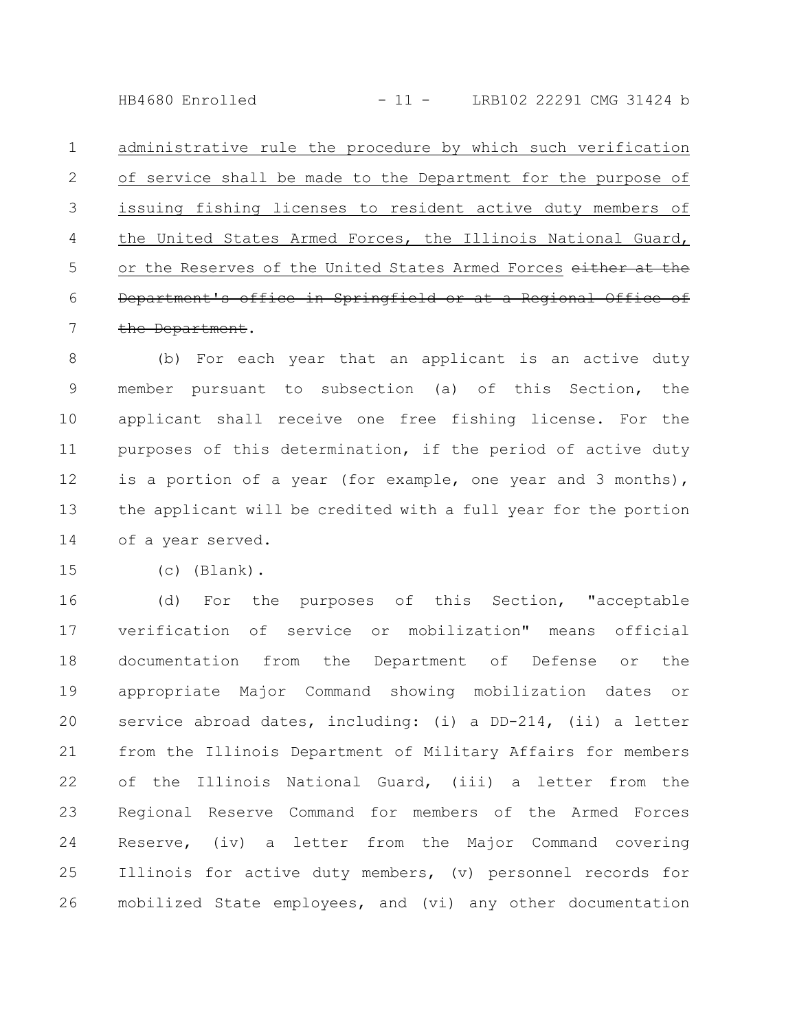administrative rule the procedure by which such verification of service shall be made to the Department for the purpose of issuing fishing licenses to resident active duty members of the United States Armed Forces, the Illinois National Guard, or the Reserves of the United States Armed Forces ~~either at the Department's office in Springfield or at a Regional Office of the Department~~.

(b) For each year that an applicant is an active duty member pursuant to subsection (a) of this Section, the applicant shall receive one free fishing license. For the purposes of this determination, if the period of active duty is a portion of a year (for example, one year and 3 months), the applicant will be credited with a full year for the portion of a year served.

(c) (Blank).

(d) For the purposes of this Section, "acceptable verification of service or mobilization" means official documentation from the Department of Defense or the appropriate Major Command showing mobilization dates or service abroad dates, including: (i) a DD-214, (ii) a letter from the Illinois Department of Military Affairs for members of the Illinois National Guard, (iii) a letter from the Regional Reserve Command for members of the Armed Forces Reserve, (iv) a letter from the Major Command covering Illinois for active duty members, (v) personnel records for mobilized State employees, and (vi) any other documentation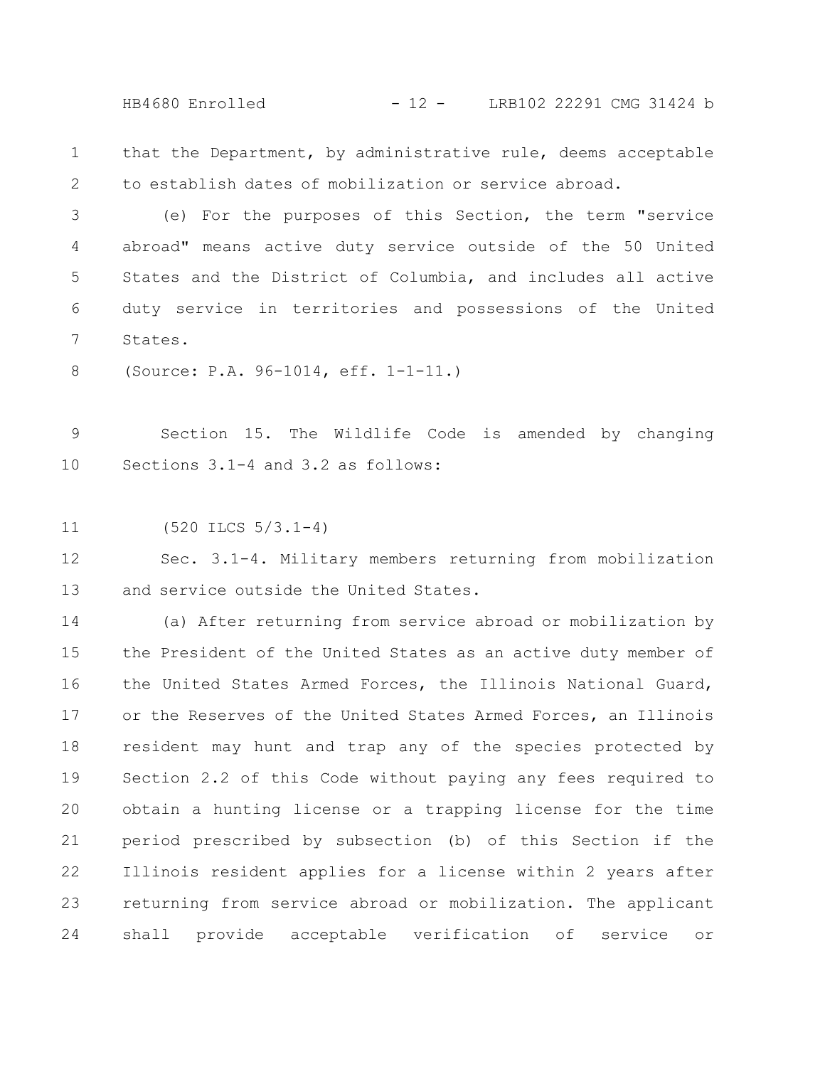that the Department, by administrative rule, deems acceptable to establish dates of mobilization or service abroad.

(e) For the purposes of this Section, the term "service abroad" means active duty service outside of the 50 United States and the District of Columbia, and includes all active duty service in territories and possessions of the United States.

(Source: P.A. 96-1014, eff. 1-1-11.)

Section 15. The Wildlife Code is amended by changing Sections 3.1-4 and 3.2 as follows:

(520 ILCS 5/3.1-4)

Sec. 3.1-4. Military members returning from mobilization and service outside the United States.

(a) After returning from service abroad or mobilization by the President of the United States as an active duty member of the United States Armed Forces, the Illinois National Guard, or the Reserves of the United States Armed Forces, an Illinois resident may hunt and trap any of the species protected by Section 2.2 of this Code without paying any fees required to obtain a hunting license or a trapping license for the time period prescribed by subsection (b) of this Section if the Illinois resident applies for a license within 2 years after returning from service abroad or mobilization. The applicant shall provide acceptable verification of service or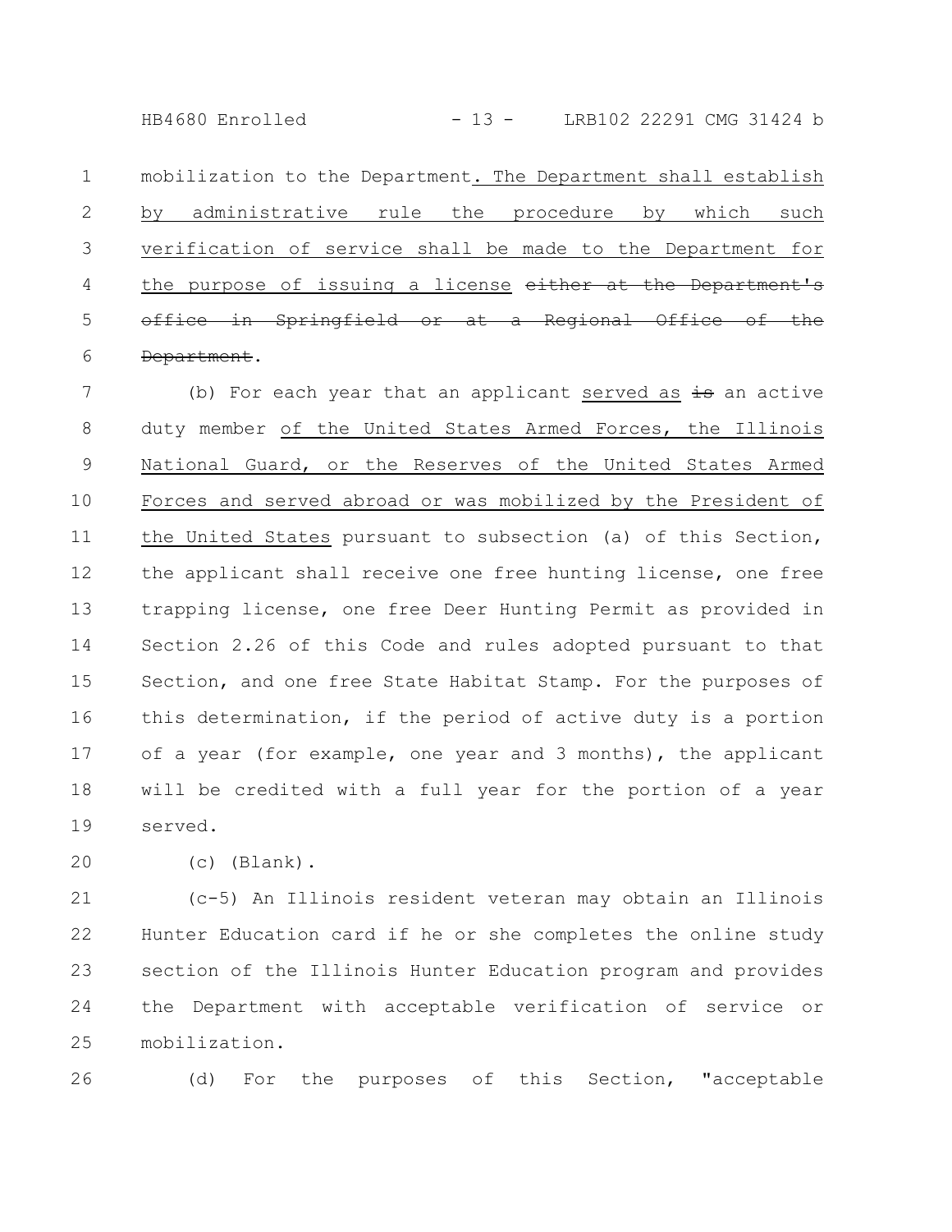mobilization to the Department. The Department shall establish by administrative rule the procedure by which such verification of service shall be made to the Department for the purpose of issuing a license ~~either at the Department's office in Springfield or at a Regional Office of the Department~~.

(b) For each year that an applicant served as ~~is~~ an active duty member of the United States Armed Forces, the Illinois National Guard, or the Reserves of the United States Armed Forces and served abroad or was mobilized by the President of the United States pursuant to subsection (a) of this Section, the applicant shall receive one free hunting license, one free trapping license, one free Deer Hunting Permit as provided in Section 2.26 of this Code and rules adopted pursuant to that Section, and one free State Habitat Stamp. For the purposes of this determination, if the period of active duty is a portion of a year (for example, one year and 3 months), the applicant will be credited with a full year for the portion of a year served.

(c) (Blank).

(c-5) An Illinois resident veteran may obtain an Illinois Hunter Education card if he or she completes the online study section of the Illinois Hunter Education program and provides the Department with acceptable verification of service or mobilization.

(d) For the purposes of this Section, "acceptable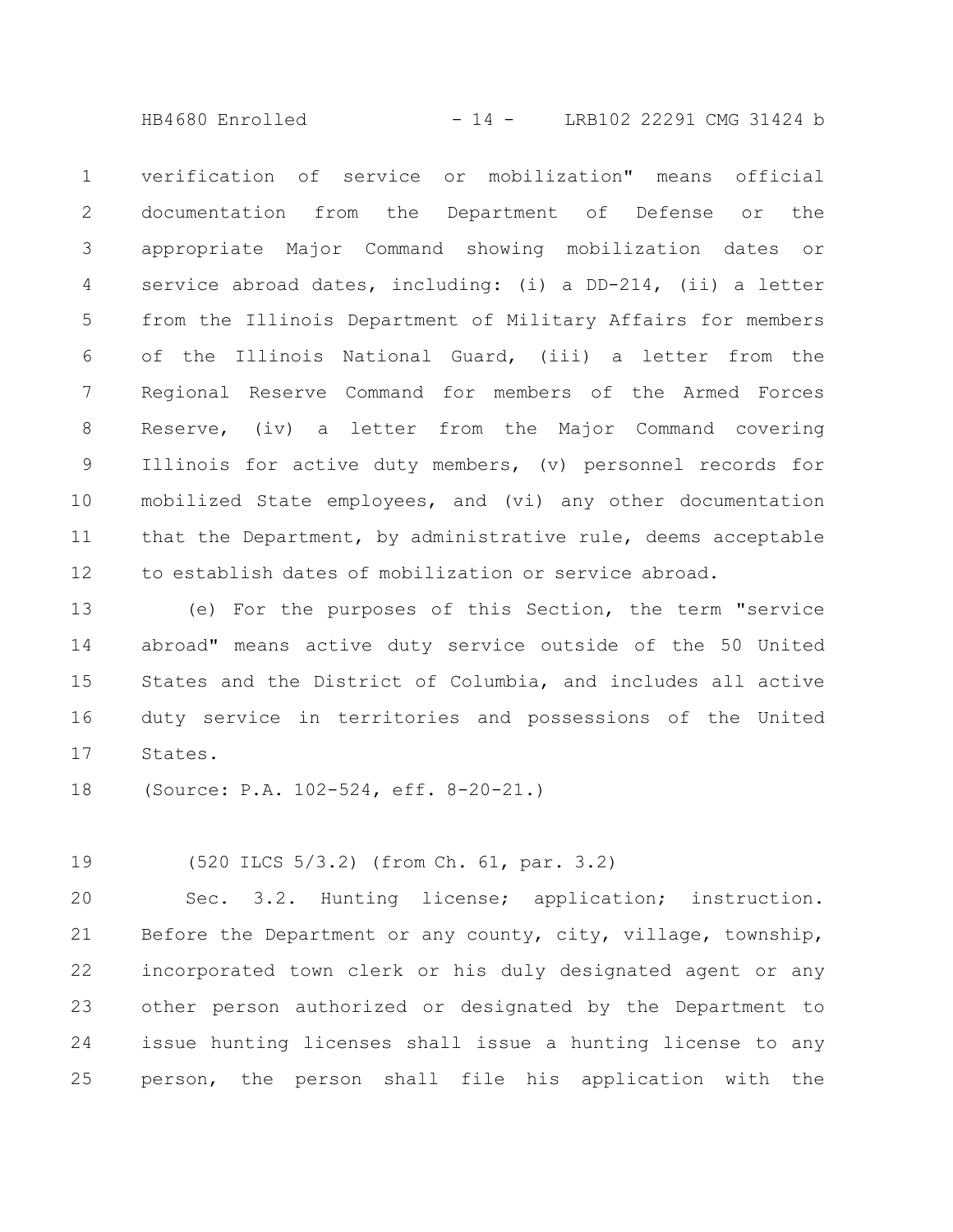verification of service or mobilization" means official documentation from the Department of Defense or the appropriate Major Command showing mobilization dates or service abroad dates, including: (i) a DD-214, (ii) a letter from the Illinois Department of Military Affairs for members of the Illinois National Guard, (iii) a letter from the Regional Reserve Command for members of the Armed Forces Reserve, (iv) a letter from the Major Command covering Illinois for active duty members, (v) personnel records for mobilized State employees, and (vi) any other documentation that the Department, by administrative rule, deems acceptable to establish dates of mobilization or service abroad.

(e) For the purposes of this Section, the term "service abroad" means active duty service outside of the 50 United States and the District of Columbia, and includes all active duty service in territories and possessions of the United States.

(Source: P.A. 102-524, eff. 8-20-21.)

(520 ILCS 5/3.2) (from Ch. 61, par. 3.2)

Sec. 3.2. Hunting license; application; instruction. Before the Department or any county, city, village, township, incorporated town clerk or his duly designated agent or any other person authorized or designated by the Department to issue hunting licenses shall issue a hunting license to any person, the person shall file his application with the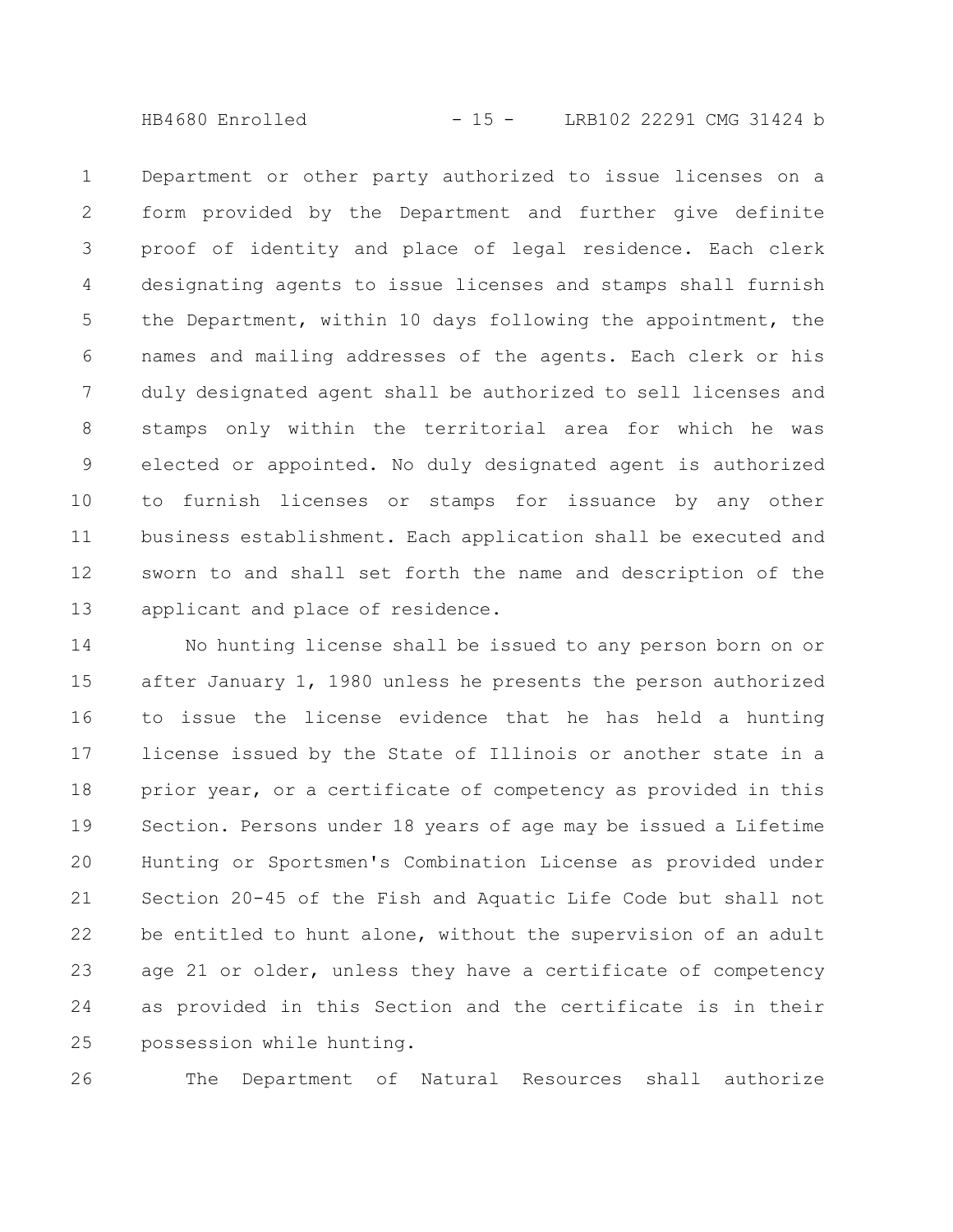Department or other party authorized to issue licenses on a form provided by the Department and further give definite proof of identity and place of legal residence. Each clerk designating agents to issue licenses and stamps shall furnish the Department, within 10 days following the appointment, the names and mailing addresses of the agents. Each clerk or his duly designated agent shall be authorized to sell licenses and stamps only within the territorial area for which he was elected or appointed. No duly designated agent is authorized to furnish licenses or stamps for issuance by any other business establishment. Each application shall be executed and sworn to and shall set forth the name and description of the applicant and place of residence.

No hunting license shall be issued to any person born on or after January 1, 1980 unless he presents the person authorized to issue the license evidence that he has held a hunting license issued by the State of Illinois or another state in a prior year, or a certificate of competency as provided in this Section. Persons under 18 years of age may be issued a Lifetime Hunting or Sportsmen's Combination License as provided under Section 20-45 of the Fish and Aquatic Life Code but shall not be entitled to hunt alone, without the supervision of an adult age 21 or older, unless they have a certificate of competency as provided in this Section and the certificate is in their possession while hunting.

The Department of Natural Resources shall authorize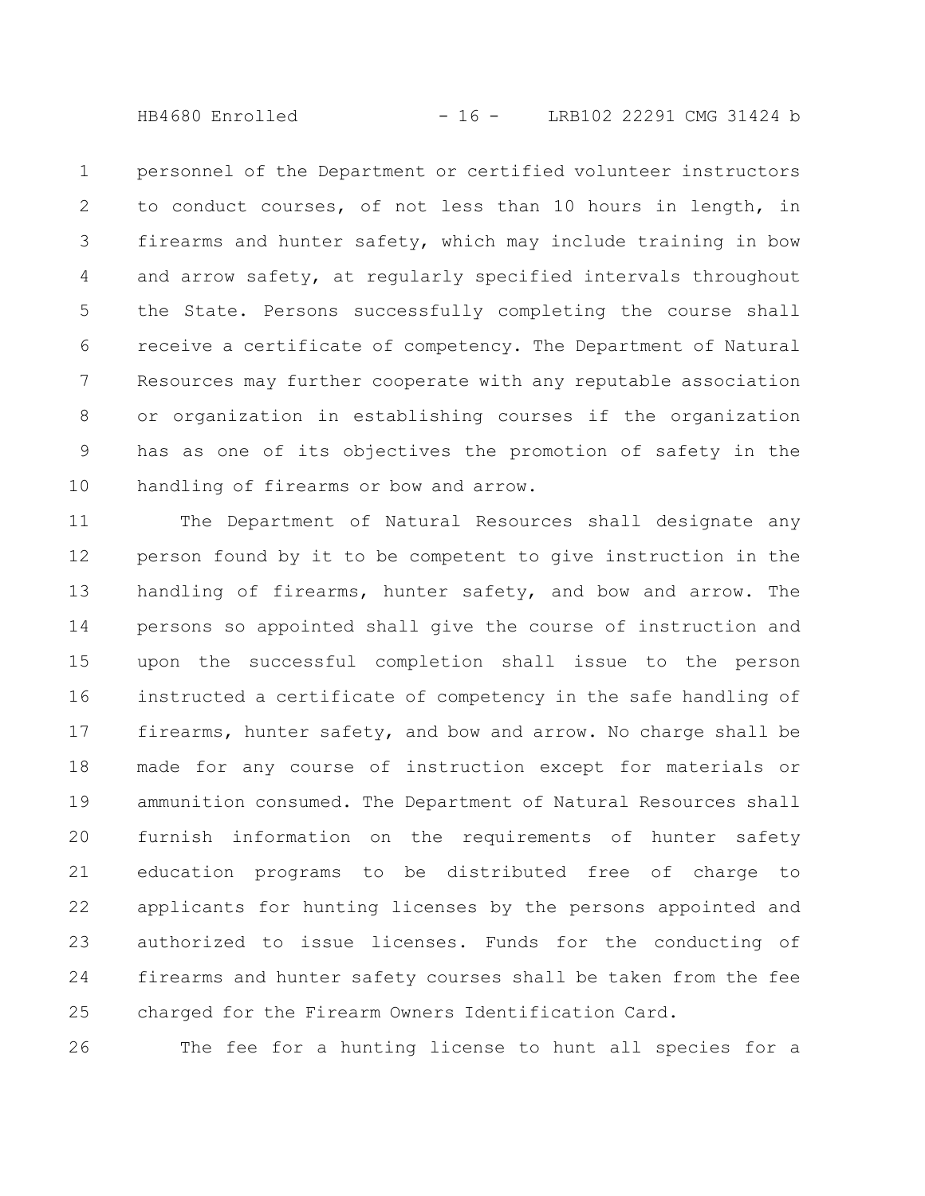personnel of the Department or certified volunteer instructors to conduct courses, of not less than 10 hours in length, in firearms and hunter safety, which may include training in bow and arrow safety, at regularly specified intervals throughout the State. Persons successfully completing the course shall receive a certificate of competency. The Department of Natural Resources may further cooperate with any reputable association or organization in establishing courses if the organization has as one of its objectives the promotion of safety in the handling of firearms or bow and arrow.

The Department of Natural Resources shall designate any person found by it to be competent to give instruction in the handling of firearms, hunter safety, and bow and arrow. The persons so appointed shall give the course of instruction and upon the successful completion shall issue to the person instructed a certificate of competency in the safe handling of firearms, hunter safety, and bow and arrow. No charge shall be made for any course of instruction except for materials or ammunition consumed. The Department of Natural Resources shall furnish information on the requirements of hunter safety education programs to be distributed free of charge to applicants for hunting licenses by the persons appointed and authorized to issue licenses. Funds for the conducting of firearms and hunter safety courses shall be taken from the fee charged for the Firearm Owners Identification Card.

The fee for a hunting license to hunt all species for a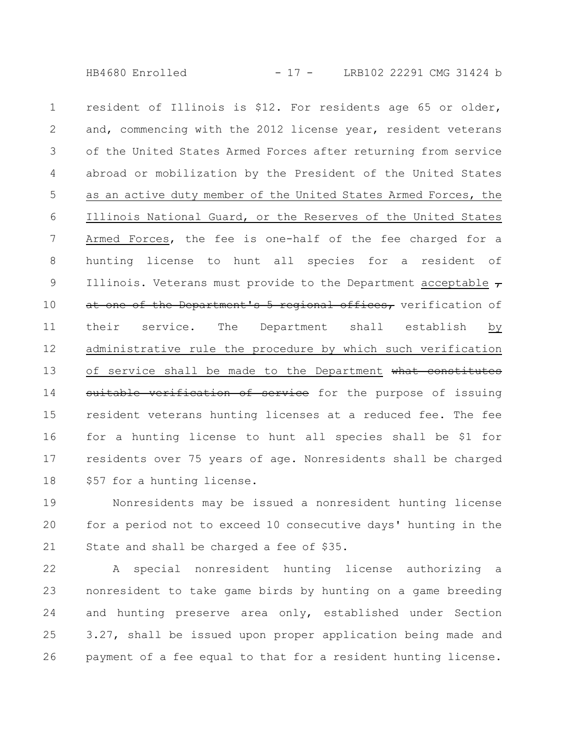resident of Illinois is $12. For residents age 65 or older, and, commencing with the 2012 license year, resident veterans of the United States Armed Forces after returning from service abroad or mobilization by the President of the United States as an active duty member of the United States Armed Forces, the Illinois National Guard, or the Reserves of the United States Armed Forces, the fee is one-half of the fee charged for a hunting license to hunt all species for a resident of Illinois. Veterans must provide to the Department acceptable ~~, at one of the Department's 5 regional offices,~~ verification of their service. The Department shall establish by administrative rule the procedure by which such verification of service shall be made to the Department ~~what constitutes suitable verification of service~~ for the purpose of issuing resident veterans hunting licenses at a reduced fee. The fee for a hunting license to hunt all species shall be $1 for residents over 75 years of age. Nonresidents shall be charged $57 for a hunting license.

Nonresidents may be issued a nonresident hunting license for a period not to exceed 10 consecutive days' hunting in the State and shall be charged a fee of $35.

A special nonresident hunting license authorizing a nonresident to take game birds by hunting on a game breeding and hunting preserve area only, established under Section 3.27, shall be issued upon proper application being made and payment of a fee equal to that for a resident hunting license.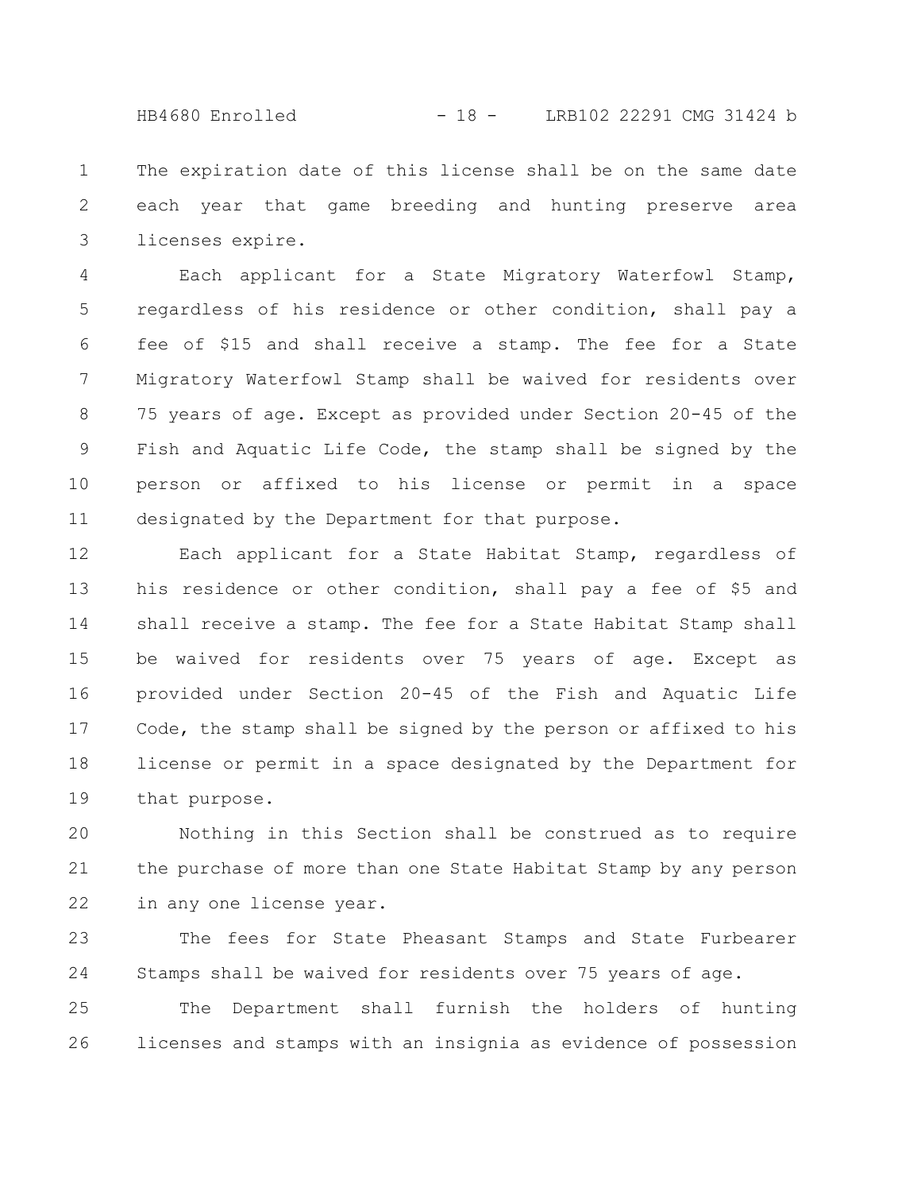The expiration date of this license shall be on the same date each year that game breeding and hunting preserve area licenses expire.

Each applicant for a State Migratory Waterfowl Stamp, regardless of his residence or other condition, shall pay a fee of $15 and shall receive a stamp. The fee for a State Migratory Waterfowl Stamp shall be waived for residents over 75 years of age. Except as provided under Section 20-45 of the Fish and Aquatic Life Code, the stamp shall be signed by the person or affixed to his license or permit in a space designated by the Department for that purpose.

Each applicant for a State Habitat Stamp, regardless of his residence or other condition, shall pay a fee of $5 and shall receive a stamp. The fee for a State Habitat Stamp shall be waived for residents over 75 years of age. Except as provided under Section 20-45 of the Fish and Aquatic Life Code, the stamp shall be signed by the person or affixed to his license or permit in a space designated by the Department for that purpose.

Nothing in this Section shall be construed as to require the purchase of more than one State Habitat Stamp by any person in any one license year.

The fees for State Pheasant Stamps and State Furbearer Stamps shall be waived for residents over 75 years of age.

The Department shall furnish the holders of hunting licenses and stamps with an insignia as evidence of possession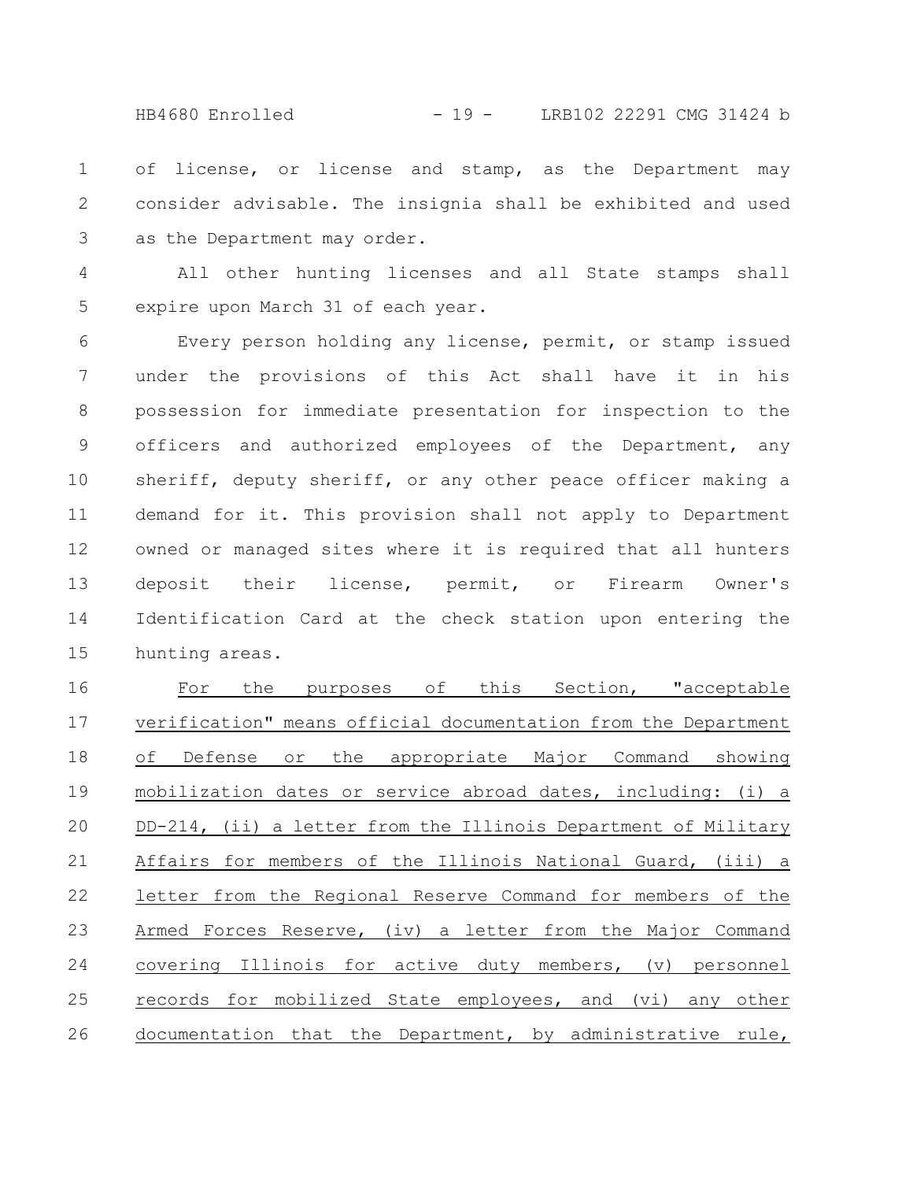of license, or license and stamp, as the Department may consider advisable. The insignia shall be exhibited and used as the Department may order.

All other hunting licenses and all State stamps shall expire upon March 31 of each year.

Every person holding any license, permit, or stamp issued under the provisions of this Act shall have it in his possession for immediate presentation for inspection to the officers and authorized employees of the Department, any sheriff, deputy sheriff, or any other peace officer making a demand for it. This provision shall not apply to Department owned or managed sites where it is required that all hunters deposit their license, permit, or Firearm Owner's Identification Card at the check station upon entering the hunting areas.

For the purposes of this Section, "acceptable verification" means official documentation from the Department of Defense or the appropriate Major Command showing mobilization dates or service abroad dates, including: (i) a DD-214, (ii) a letter from the Illinois Department of Military Affairs for members of the Illinois National Guard, (iii) a letter from the Regional Reserve Command for members of the Armed Forces Reserve, (iv) a letter from the Major Command covering Illinois for active duty members, (v) personnel records for mobilized State employees, and (vi) any other documentation that the Department, by administrative rule,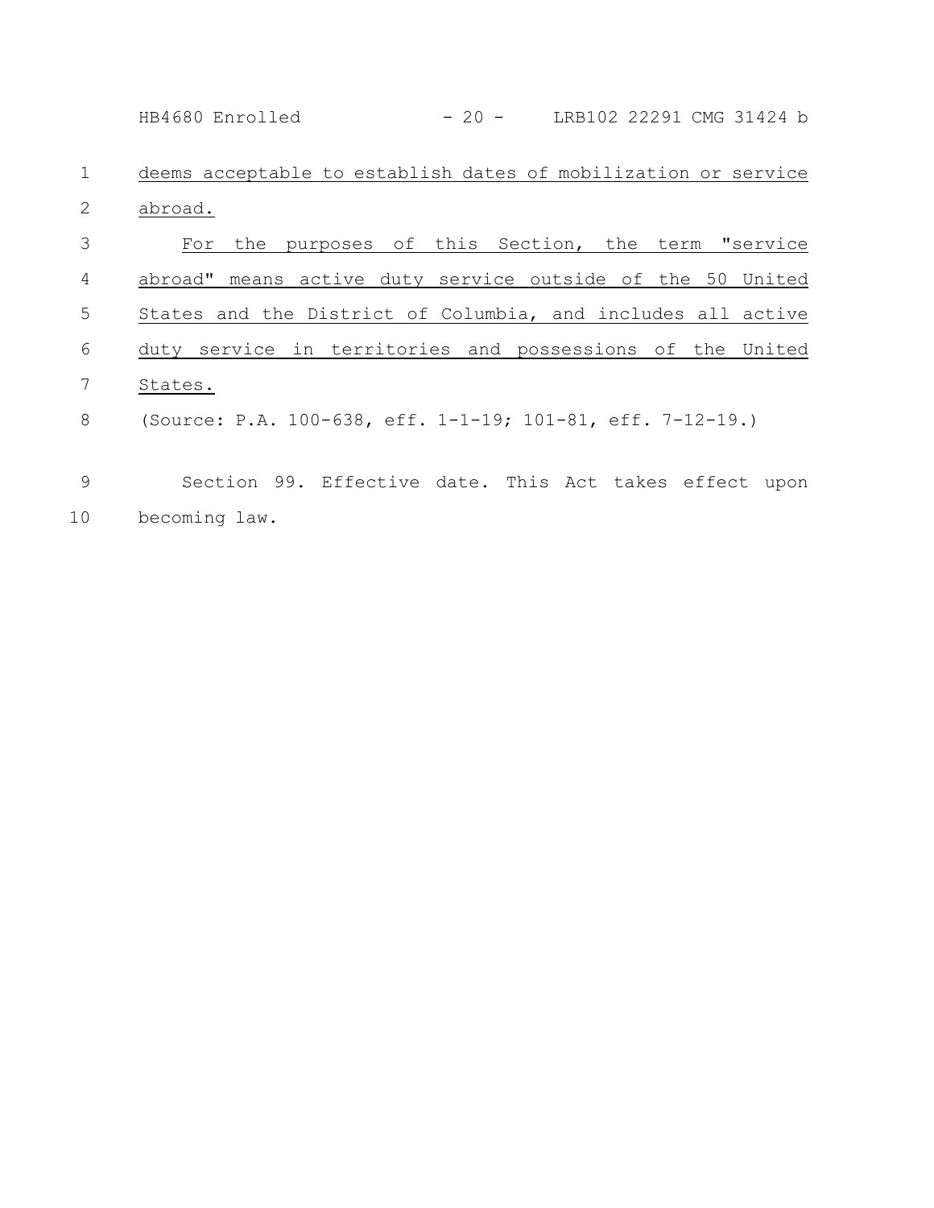deems acceptable to establish dates of mobilization or service abroad.

For the purposes of this Section, the term "service abroad" means active duty service outside of the 50 United States and the District of Columbia, and includes all active duty service in territories and possessions of the United States.

(Source: P.A. 100-638, eff. 1-1-19; 101-81, eff. 7-12-19.)

Section 99. Effective date. This Act takes effect upon becoming law.